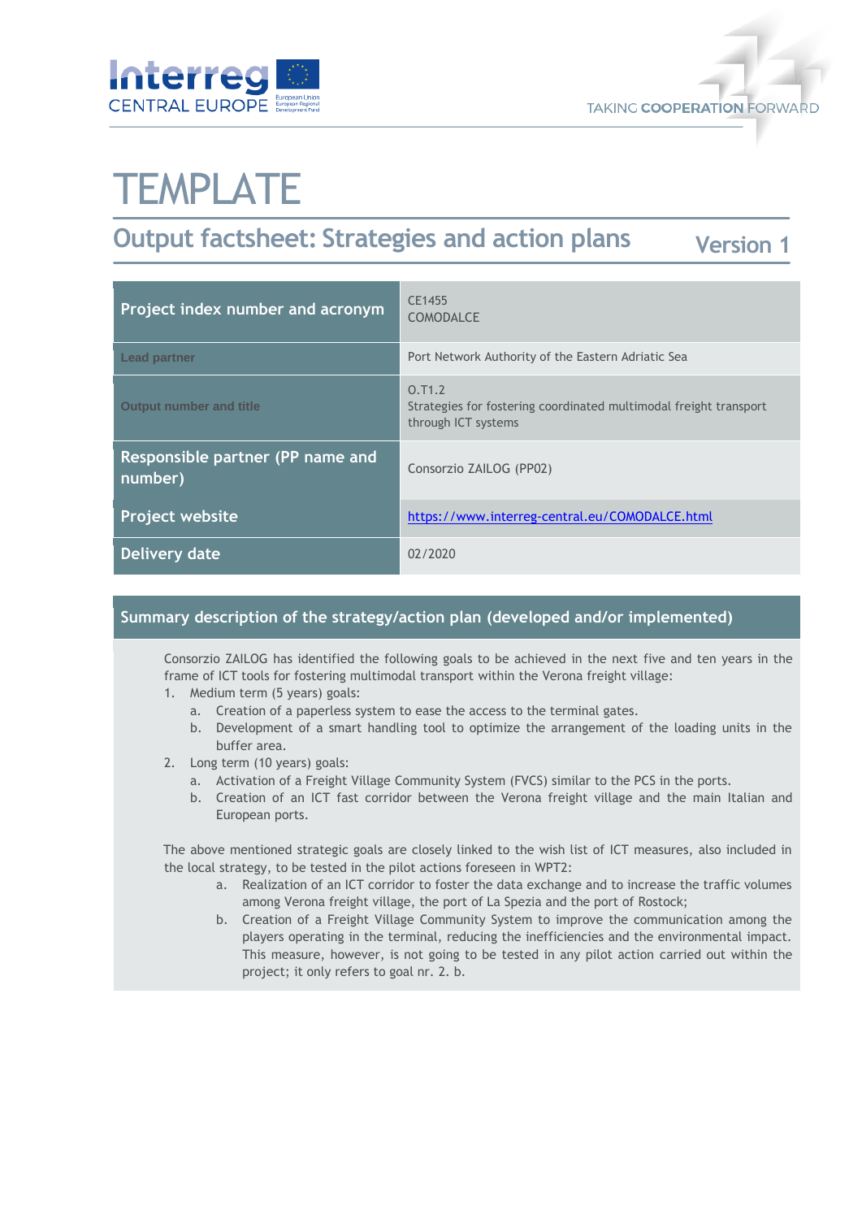# TEMPLATE

## Output factsheet: Strategies and action plans

Version 1

| Project index number and acronym | CE1455<br>COMODALCE |
|---|---|
| Lead partner | Port Network Authority of the Eastern Adriatic Sea |
| Output number and title | O.T1.2<br>Strategies for fostering coordinated multimodal freight transport through ICT systems |
| Responsible partner (PP name and number) | Consorzio ZAILOG (PP02) |
| Project website | https://www.interreg-central.eu/COMODALCE.html |
| Delivery date | 02/2020 |

### Summary description of the strategy/action plan (developed and/or implemented)

Consorzio ZAILOG has identified the following goals to be achieved in the next five and ten years in the frame of ICT tools for fostering multimodal transport within the Verona freight village:

1. Medium term (5 years) goals:
   a. Creation of a paperless system to ease the access to the terminal gates.
   b. Development of a smart handling tool to optimize the arrangement of the loading units in the buffer area.
2. Long term (10 years) goals:
   a. Activation of a Freight Village Community System (FVCS) similar to the PCS in the ports.
   b. Creation of an ICT fast corridor between the Verona freight village and the main Italian and European ports.

The above mentioned strategic goals are closely linked to the wish list of ICT measures, also included in the local strategy, to be tested in the pilot actions foreseen in WPT2:

a. Realization of an ICT corridor to foster the data exchange and to increase the traffic volumes among Verona freight village, the port of La Spezia and the port of Rostock;
b. Creation of a Freight Village Community System to improve the communication among the players operating in the terminal, reducing the inefficiencies and the environmental impact. This measure, however, is not going to be tested in any pilot action carried out within the project; it only refers to goal nr. 2. b.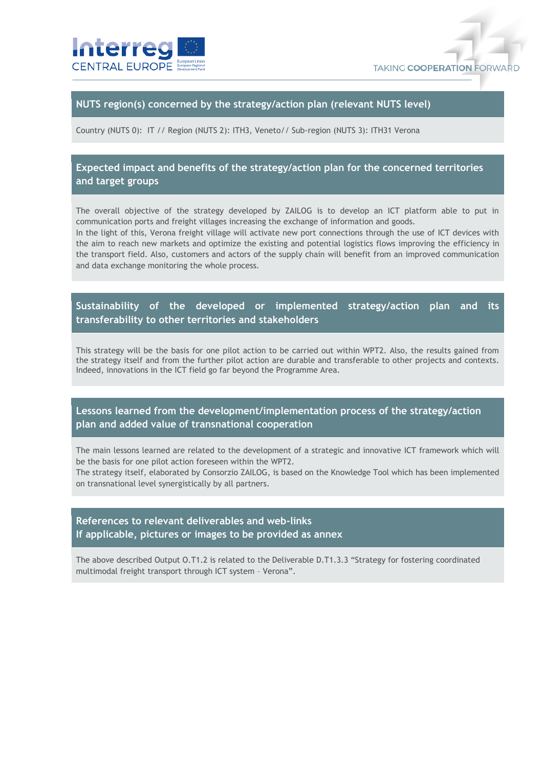## NUTS region(s) concerned by the strategy/action plan (relevant NUTS level)

Country (NUTS 0): IT // Region (NUTS 2): ITH3, Veneto// Sub-region (NUTS 3): ITH31 Verona

## Expected impact and benefits of the strategy/action plan for the concerned territories and target groups

The overall objective of the strategy developed by ZAILOG is to develop an ICT platform able to put in communication ports and freight villages increasing the exchange of information and goods.
In the light of this, Verona freight village will activate new port connections through the use of ICT devices with the aim to reach new markets and optimize the existing and potential logistics flows improving the efficiency in the transport field. Also, customers and actors of the supply chain will benefit from an improved communication and data exchange monitoring the whole process.

## Sustainability of the developed or implemented strategy/action plan and its transferability to other territories and stakeholders

This strategy will be the basis for one pilot action to be carried out within WPT2. Also, the results gained from the strategy itself and from the further pilot action are durable and transferable to other projects and contexts. Indeed, innovations in the ICT field go far beyond the Programme Area.

## Lessons learned from the development/implementation process of the strategy/action plan and added value of transnational cooperation

The main lessons learned are related to the development of a strategic and innovative ICT framework which will be the basis for one pilot action foreseen within the WPT2.
The strategy itself, elaborated by Consorzio ZAILOG, is based on the Knowledge Tool which has been implemented on transnational level synergistically by all partners.

## References to relevant deliverables and web-links
## If applicable, pictures or images to be provided as annex

The above described Output O.T1.2 is related to the Deliverable D.T1.3.3 “Strategy for fostering coordinated multimodal freight transport through ICT system – Verona”.